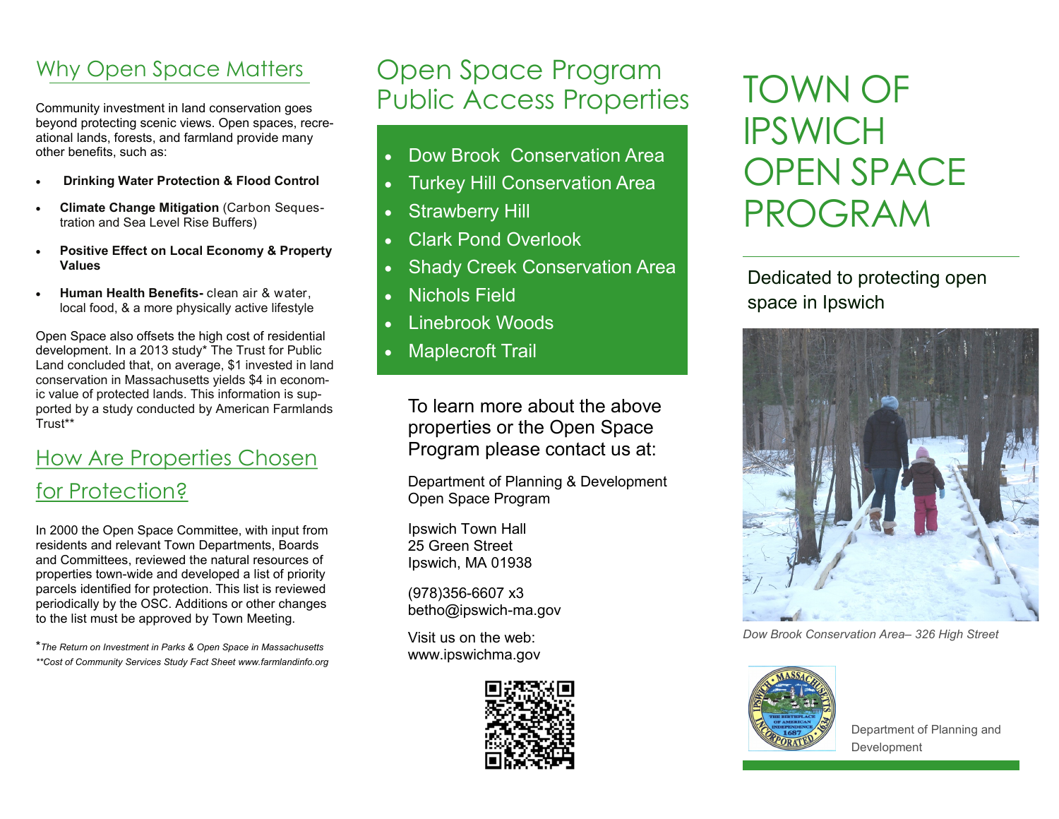## Why Open Space Matters

Community investment in land conservation goes beyond protecting scenic views. Open spaces, recreational lands, forests, and farmland provide many other benefits, such as:

- **Drinking Water Protection & Flood Control**
- **Climate Change Mitigation** (Carbon Sequestration and Sea Level Rise Buffers)
- **Positive Effect on Local Economy & Property Values**
- **Human Health Benefits-** clean air & water, local food, & a more physically active lifestyle

Open Space also offsets the high cost of residential development. In a 2013 study* The Trust for Public Land concluded that, on average, $1 invested in land conservation in Massachusetts yields $4 in economic value of protected lands. This information is supported by a study conducted by American Farmlands Trust**

## How Are Properties Chosen for Protection?

In 2000 the Open Space Committee, with input from residents and relevant Town Departments, Boards and Committees, reviewed the natural resources of properties town-wide and developed a list of priority parcels identified for protection. This list is reviewed periodically by the OSC. Additions or other changes to the list must be approved by Town Meeting.

**The Return on Investment in Parks & Open Space in Massachusetts*

***Cost of Community Services Study Fact Sheet www.farmlandinfo.org*

## Open Space Program Public Access Properties

- Dow Brook Conservation Area
- Turkey Hill Conservation Area
- Strawberry Hill
- Clark Pond Overlook
- Shady Creek Conservation Area
- Nichols Field
- Linebrook Woods
- Maplecroft Trail

To learn more about the above properties or the Open Space Program please contact us at:

Department of Planning & Development
Open Space Program

Ipswich Town Hall
25 Green Street
Ipswich, MA 01938

(978)356-6607 x3
betho@ipswich-ma.gov

Visit us on the web:
www.ipswichma.gov

# TOWN OF IPSWICH OPEN SPACE PROGRAM

Dedicated to protecting open space in Ipswich

*Dow Brook Conservation Area– 326 High Street*

Department of Planning and Development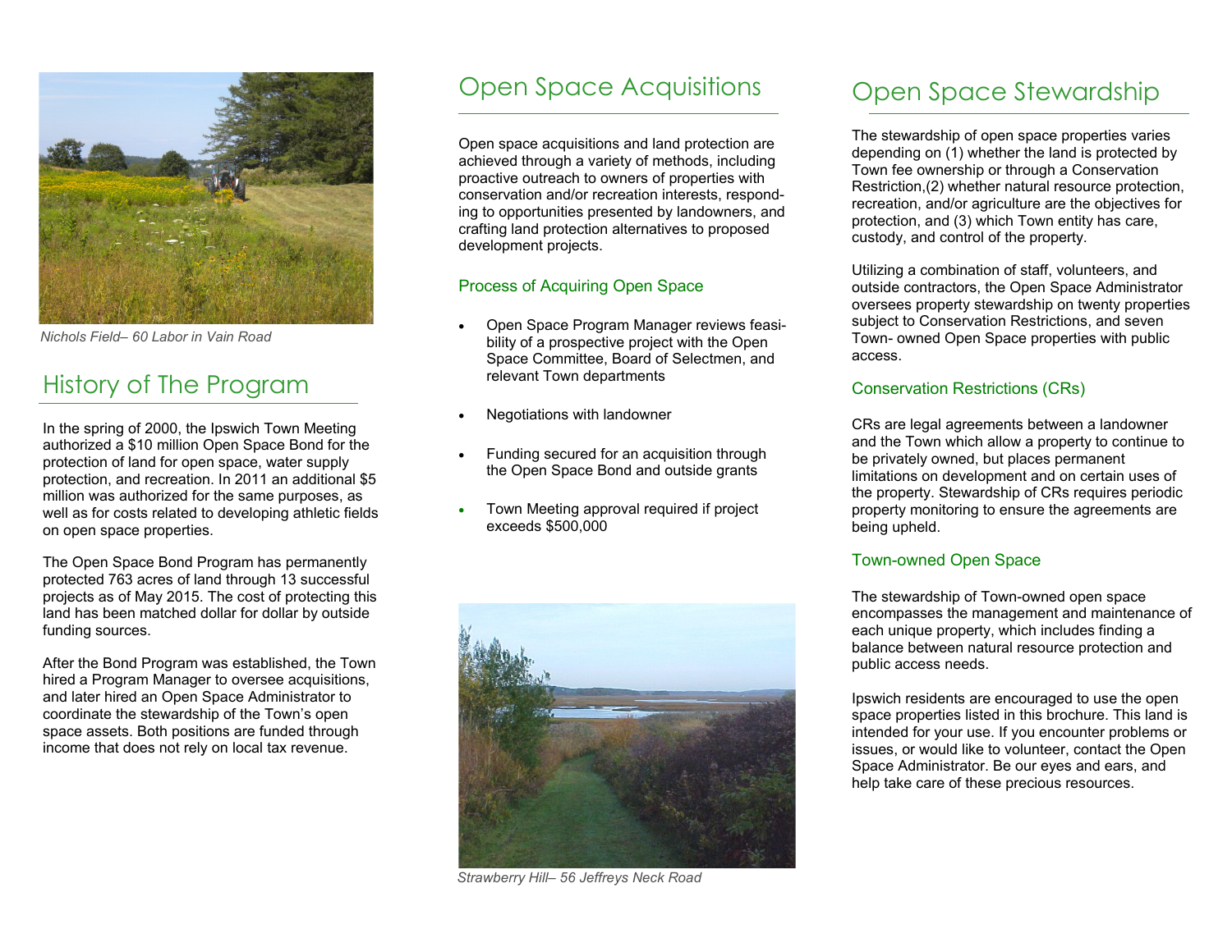*Nichols Field– 60 Labor in Vain Road*

## History of The Program

In the spring of 2000, the Ipswich Town Meeting authorized a $10 million Open Space Bond for the protection of land for open space, water supply protection, and recreation. In 2011 an additional $5 million was authorized for the same purposes, as well as for costs related to developing athletic fields on open space properties.

The Open Space Bond Program has permanently protected 763 acres of land through 13 successful projects as of May 2015. The cost of protecting this land has been matched dollar for dollar by outside funding sources.

After the Bond Program was established, the Town hired a Program Manager to oversee acquisitions, and later hired an Open Space Administrator to coordinate the stewardship of the Town's open space assets. Both positions are funded through income that does not rely on local tax revenue.

## Open Space Acquisitions

Open space acquisitions and land protection are achieved through a variety of methods, including proactive outreach to owners of properties with conservation and/or recreation interests, responding to opportunities presented by landowners, and crafting land protection alternatives to proposed development projects.

### Process of Acquiring Open Space

- Open Space Program Manager reviews feasibility of a prospective project with the Open Space Committee, Board of Selectmen, and relevant Town departments
- Negotiations with landowner
- Funding secured for an acquisition through the Open Space Bond and outside grants
- Town Meeting approval required if project exceeds $500,000

*Strawberry Hill– 56 Jeffreys Neck Road*

## Open Space Stewardship

The stewardship of open space properties varies depending on (1) whether the land is protected by Town fee ownership or through a Conservation Restriction,(2) whether natural resource protection, recreation, and/or agriculture are the objectives for protection, and (3) which Town entity has care, custody, and control of the property.

Utilizing a combination of staff, volunteers, and outside contractors, the Open Space Administrator oversees property stewardship on twenty properties subject to Conservation Restrictions, and seven Town- owned Open Space properties with public access.

### Conservation Restrictions (CRs)

CRs are legal agreements between a landowner and the Town which allow a property to continue to be privately owned, but places permanent limitations on development and on certain uses of the property. Stewardship of CRs requires periodic property monitoring to ensure the agreements are being upheld.

### Town-owned Open Space

The stewardship of Town-owned open space encompasses the management and maintenance of each unique property, which includes finding a balance between natural resource protection and public access needs.

Ipswich residents are encouraged to use the open space properties listed in this brochure. This land is intended for your use. If you encounter problems or issues, or would like to volunteer, contact the Open Space Administrator. Be our eyes and ears, and help take care of these precious resources.